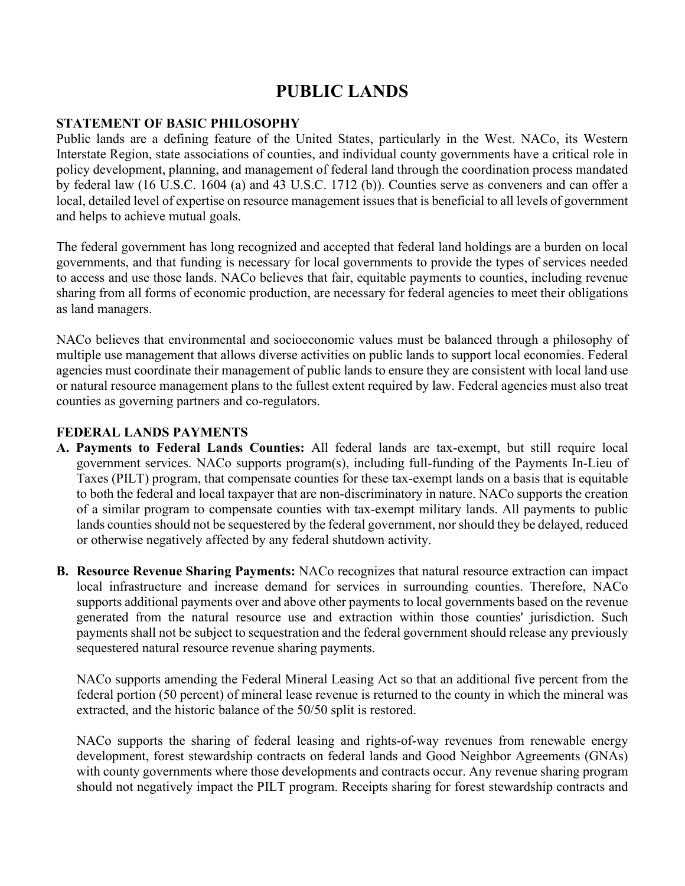# PUBLIC LANDS

## STATEMENT OF BASIC PHILOSOPHY

Public lands are a defining feature of the United States, particularly in the West. NACo, its Western Interstate Region, state associations of counties, and individual county governments have a critical role in policy development, planning, and management of federal land through the coordination process mandated by federal law (16 U.S.C. 1604 (a) and 43 U.S.C. 1712 (b)). Counties serve as conveners and can offer a local, detailed level of expertise on resource management issues that is beneficial to all levels of government and helps to achieve mutual goals.

The federal government has long recognized and accepted that federal land holdings are a burden on local governments, and that funding is necessary for local governments to provide the types of services needed to access and use those lands. NACo believes that fair, equitable payments to counties, including revenue sharing from all forms of economic production, are necessary for federal agencies to meet their obligations as land managers.

NACo believes that environmental and socioeconomic values must be balanced through a philosophy of multiple use management that allows diverse activities on public lands to support local economies. Federal agencies must coordinate their management of public lands to ensure they are consistent with local land use or natural resource management plans to the fullest extent required by law. Federal agencies must also treat counties as governing partners and co-regulators.

## FEDERAL LANDS PAYMENTS

**A. Payments to Federal Lands Counties:** All federal lands are tax-exempt, but still require local government services. NACo supports program(s), including full-funding of the Payments In-Lieu of Taxes (PILT) program, that compensate counties for these tax-exempt lands on a basis that is equitable to both the federal and local taxpayer that are non-discriminatory in nature. NACo supports the creation of a similar program to compensate counties with tax-exempt military lands. All payments to public lands counties should not be sequestered by the federal government, nor should they be delayed, reduced or otherwise negatively affected by any federal shutdown activity.

**B. Resource Revenue Sharing Payments:** NACo recognizes that natural resource extraction can impact local infrastructure and increase demand for services in surrounding counties. Therefore, NACo supports additional payments over and above other payments to local governments based on the revenue generated from the natural resource use and extraction within those counties' jurisdiction. Such payments shall not be subject to sequestration and the federal government should release any previously sequestered natural resource revenue sharing payments.

NACo supports amending the Federal Mineral Leasing Act so that an additional five percent from the federal portion (50 percent) of mineral lease revenue is returned to the county in which the mineral was extracted, and the historic balance of the 50/50 split is restored.

NACo supports the sharing of federal leasing and rights-of-way revenues from renewable energy development, forest stewardship contracts on federal lands and Good Neighbor Agreements (GNAs) with county governments where those developments and contracts occur. Any revenue sharing program should not negatively impact the PILT program. Receipts sharing for forest stewardship contracts and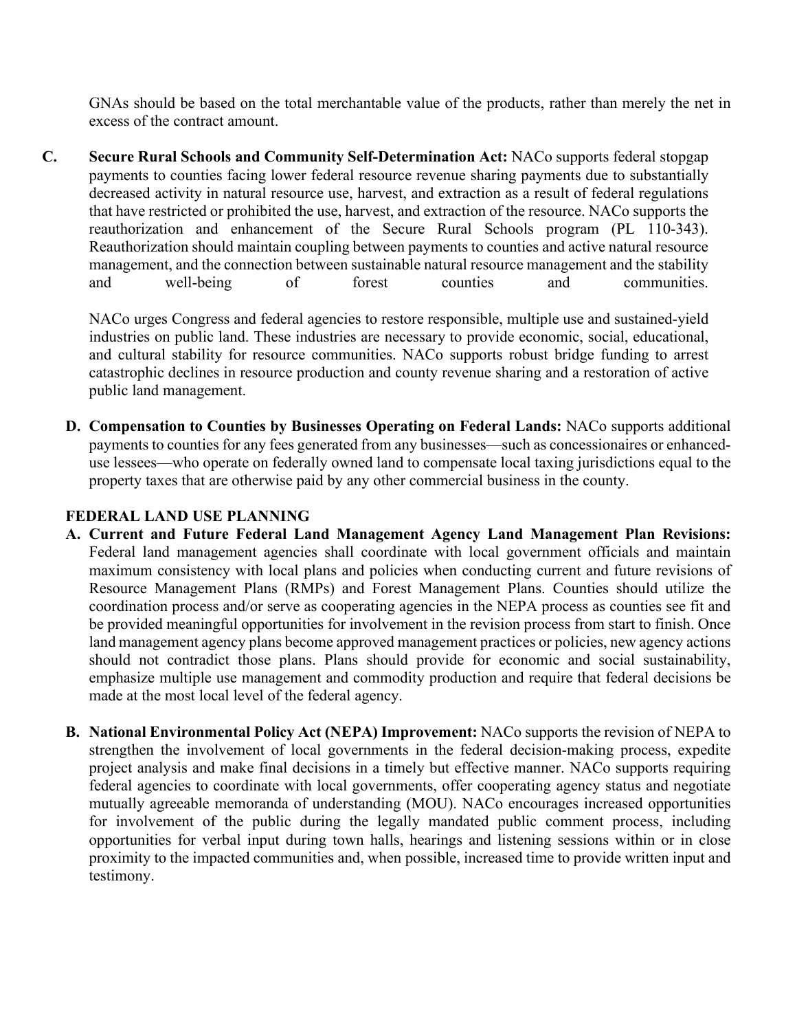GNAs should be based on the total merchantable value of the products, rather than merely the net in excess of the contract amount.

**C. Secure Rural Schools and Community Self-Determination Act:** NACo supports federal stopgap payments to counties facing lower federal resource revenue sharing payments due to substantially decreased activity in natural resource use, harvest, and extraction as a result of federal regulations that have restricted or prohibited the use, harvest, and extraction of the resource. NACo supports the reauthorization and enhancement of the Secure Rural Schools program (PL 110-343). Reauthorization should maintain coupling between payments to counties and active natural resource management, and the connection between sustainable natural resource management and the stability and well-being of forest counties and communities.

NACo urges Congress and federal agencies to restore responsible, multiple use and sustained-yield industries on public land. These industries are necessary to provide economic, social, educational, and cultural stability for resource communities. NACo supports robust bridge funding to arrest catastrophic declines in resource production and county revenue sharing and a restoration of active public land management.

**D. Compensation to Counties by Businesses Operating on Federal Lands:** NACo supports additional payments to counties for any fees generated from any businesses—such as concessionaires or enhanced-use lessees—who operate on federally owned land to compensate local taxing jurisdictions equal to the property taxes that are otherwise paid by any other commercial business in the county.

**FEDERAL LAND USE PLANNING**

**A. Current and Future Federal Land Management Agency Land Management Plan Revisions:** Federal land management agencies shall coordinate with local government officials and maintain maximum consistency with local plans and policies when conducting current and future revisions of Resource Management Plans (RMPs) and Forest Management Plans. Counties should utilize the coordination process and/or serve as cooperating agencies in the NEPA process as counties see fit and be provided meaningful opportunities for involvement in the revision process from start to finish. Once land management agency plans become approved management practices or policies, new agency actions should not contradict those plans. Plans should provide for economic and social sustainability, emphasize multiple use management and commodity production and require that federal decisions be made at the most local level of the federal agency.

**B. National Environmental Policy Act (NEPA) Improvement:** NACo supports the revision of NEPA to strengthen the involvement of local governments in the federal decision-making process, expedite project analysis and make final decisions in a timely but effective manner. NACo supports requiring federal agencies to coordinate with local governments, offer cooperating agency status and negotiate mutually agreeable memoranda of understanding (MOU). NACo encourages increased opportunities for involvement of the public during the legally mandated public comment process, including opportunities for verbal input during town halls, hearings and listening sessions within or in close proximity to the impacted communities and, when possible, increased time to provide written input and testimony.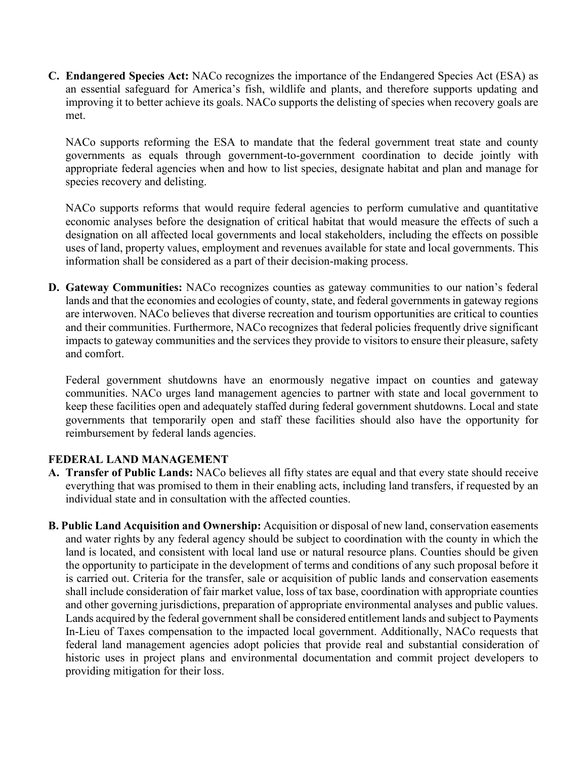**C. Endangered Species Act:** NACo recognizes the importance of the Endangered Species Act (ESA) as an essential safeguard for America's fish, wildlife and plants, and therefore supports updating and improving it to better achieve its goals. NACo supports the delisting of species when recovery goals are met.

NACo supports reforming the ESA to mandate that the federal government treat state and county governments as equals through government-to-government coordination to decide jointly with appropriate federal agencies when and how to list species, designate habitat and plan and manage for species recovery and delisting.

NACo supports reforms that would require federal agencies to perform cumulative and quantitative economic analyses before the designation of critical habitat that would measure the effects of such a designation on all affected local governments and local stakeholders, including the effects on possible uses of land, property values, employment and revenues available for state and local governments. This information shall be considered as a part of their decision-making process.

**D. Gateway Communities:** NACo recognizes counties as gateway communities to our nation's federal lands and that the economies and ecologies of county, state, and federal governments in gateway regions are interwoven. NACo believes that diverse recreation and tourism opportunities are critical to counties and their communities. Furthermore, NACo recognizes that federal policies frequently drive significant impacts to gateway communities and the services they provide to visitors to ensure their pleasure, safety and comfort.

Federal government shutdowns have an enormously negative impact on counties and gateway communities. NACo urges land management agencies to partner with state and local government to keep these facilities open and adequately staffed during federal government shutdowns. Local and state governments that temporarily open and staff these facilities should also have the opportunity for reimbursement by federal lands agencies.

## FEDERAL LAND MANAGEMENT

**A. Transfer of Public Lands:** NACo believes all fifty states are equal and that every state should receive everything that was promised to them in their enabling acts, including land transfers, if requested by an individual state and in consultation with the affected counties.

**B. Public Land Acquisition and Ownership:** Acquisition or disposal of new land, conservation easements and water rights by any federal agency should be subject to coordination with the county in which the land is located, and consistent with local land use or natural resource plans. Counties should be given the opportunity to participate in the development of terms and conditions of any such proposal before it is carried out. Criteria for the transfer, sale or acquisition of public lands and conservation easements shall include consideration of fair market value, loss of tax base, coordination with appropriate counties and other governing jurisdictions, preparation of appropriate environmental analyses and public values. Lands acquired by the federal government shall be considered entitlement lands and subject to Payments In-Lieu of Taxes compensation to the impacted local government. Additionally, NACo requests that federal land management agencies adopt policies that provide real and substantial consideration of historic uses in project plans and environmental documentation and commit project developers to providing mitigation for their loss.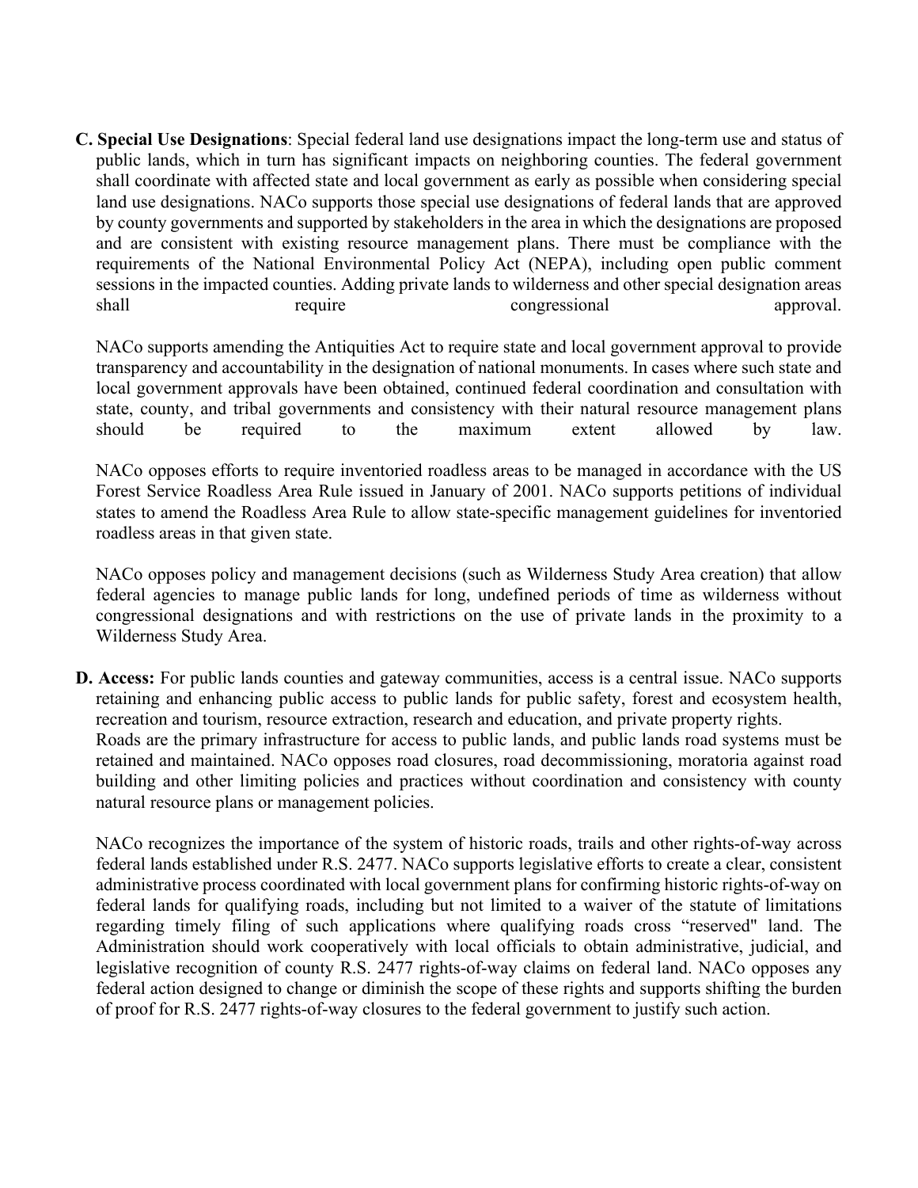**C. Special Use Designations**: Special federal land use designations impact the long-term use and status of public lands, which in turn has significant impacts on neighboring counties. The federal government shall coordinate with affected state and local government as early as possible when considering special land use designations. NACo supports those special use designations of federal lands that are approved by county governments and supported by stakeholders in the area in which the designations are proposed and are consistent with existing resource management plans. There must be compliance with the requirements of the National Environmental Policy Act (NEPA), including open public comment sessions in the impacted counties. Adding private lands to wilderness and other special designation areas shall require congressional approval.

NACo supports amending the Antiquities Act to require state and local government approval to provide transparency and accountability in the designation of national monuments. In cases where such state and local government approvals have been obtained, continued federal coordination and consultation with state, county, and tribal governments and consistency with their natural resource management plans should be required to the maximum extent allowed by law.

NACo opposes efforts to require inventoried roadless areas to be managed in accordance with the US Forest Service Roadless Area Rule issued in January of 2001. NACo supports petitions of individual states to amend the Roadless Area Rule to allow state-specific management guidelines for inventoried roadless areas in that given state.

NACo opposes policy and management decisions (such as Wilderness Study Area creation) that allow federal agencies to manage public lands for long, undefined periods of time as wilderness without congressional designations and with restrictions on the use of private lands in the proximity to a Wilderness Study Area.

**D. Access:** For public lands counties and gateway communities, access is a central issue. NACo supports retaining and enhancing public access to public lands for public safety, forest and ecosystem health, recreation and tourism, resource extraction, research and education, and private property rights.
Roads are the primary infrastructure for access to public lands, and public lands road systems must be retained and maintained. NACo opposes road closures, road decommissioning, moratoria against road building and other limiting policies and practices without coordination and consistency with county natural resource plans or management policies.

NACo recognizes the importance of the system of historic roads, trails and other rights-of-way across federal lands established under R.S. 2477. NACo supports legislative efforts to create a clear, consistent administrative process coordinated with local government plans for confirming historic rights-of-way on federal lands for qualifying roads, including but not limited to a waiver of the statute of limitations regarding timely filing of such applications where qualifying roads cross "reserved" land. The Administration should work cooperatively with local officials to obtain administrative, judicial, and legislative recognition of county R.S. 2477 rights-of-way claims on federal land. NACo opposes any federal action designed to change or diminish the scope of these rights and supports shifting the burden of proof for R.S. 2477 rights-of-way closures to the federal government to justify such action.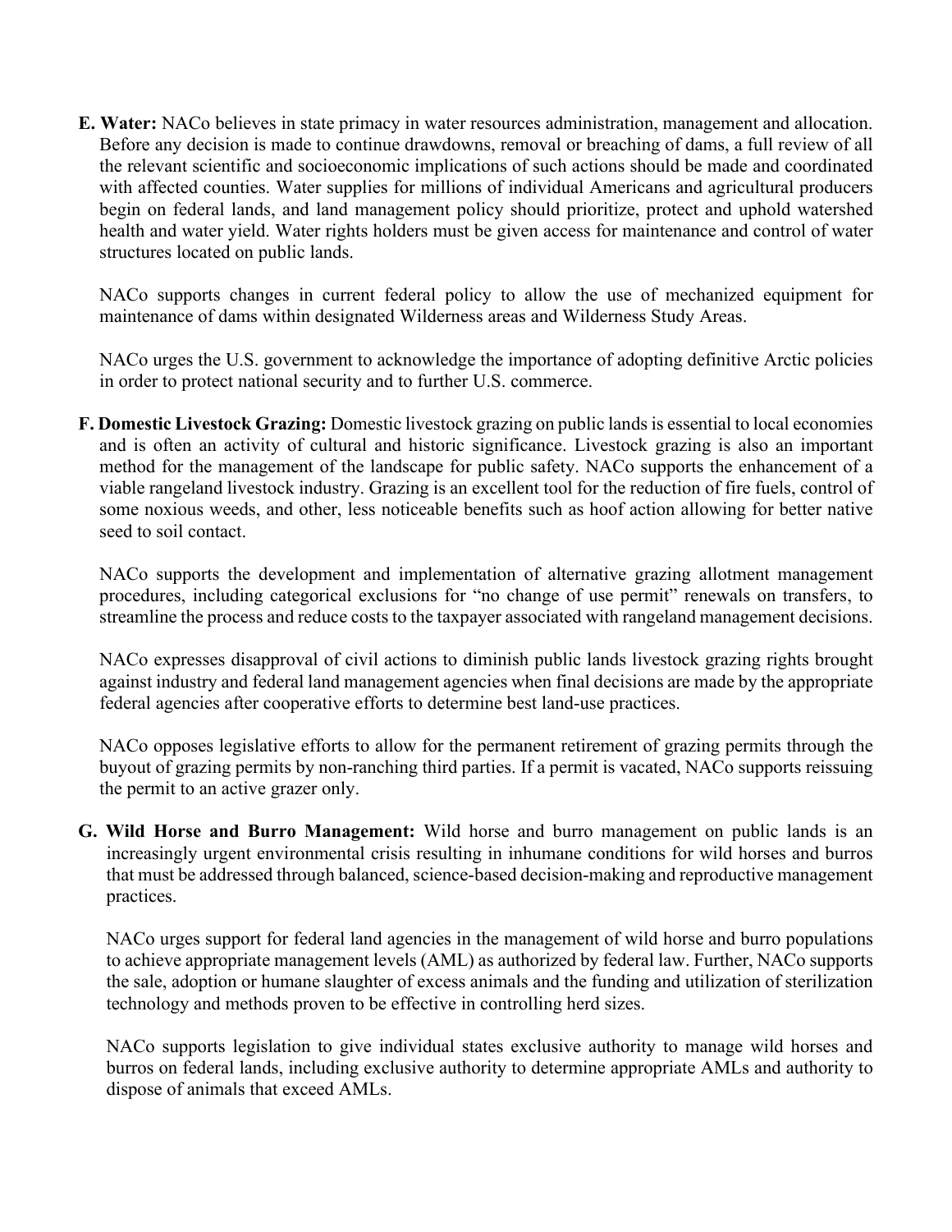**E. Water:** NACo believes in state primacy in water resources administration, management and allocation. Before any decision is made to continue drawdowns, removal or breaching of dams, a full review of all the relevant scientific and socioeconomic implications of such actions should be made and coordinated with affected counties. Water supplies for millions of individual Americans and agricultural producers begin on federal lands, and land management policy should prioritize, protect and uphold watershed health and water yield. Water rights holders must be given access for maintenance and control of water structures located on public lands.

NACo supports changes in current federal policy to allow the use of mechanized equipment for maintenance of dams within designated Wilderness areas and Wilderness Study Areas.

NACo urges the U.S. government to acknowledge the importance of adopting definitive Arctic policies in order to protect national security and to further U.S. commerce.

**F. Domestic Livestock Grazing:** Domestic livestock grazing on public lands is essential to local economies and is often an activity of cultural and historic significance. Livestock grazing is also an important method for the management of the landscape for public safety. NACo supports the enhancement of a viable rangeland livestock industry. Grazing is an excellent tool for the reduction of fire fuels, control of some noxious weeds, and other, less noticeable benefits such as hoof action allowing for better native seed to soil contact.

NACo supports the development and implementation of alternative grazing allotment management procedures, including categorical exclusions for "no change of use permit" renewals on transfers, to streamline the process and reduce costs to the taxpayer associated with rangeland management decisions.

NACo expresses disapproval of civil actions to diminish public lands livestock grazing rights brought against industry and federal land management agencies when final decisions are made by the appropriate federal agencies after cooperative efforts to determine best land-use practices.

NACo opposes legislative efforts to allow for the permanent retirement of grazing permits through the buyout of grazing permits by non-ranching third parties. If a permit is vacated, NACo supports reissuing the permit to an active grazer only.

**G. Wild Horse and Burro Management:** Wild horse and burro management on public lands is an increasingly urgent environmental crisis resulting in inhumane conditions for wild horses and burros that must be addressed through balanced, science-based decision-making and reproductive management practices.

NACo urges support for federal land agencies in the management of wild horse and burro populations to achieve appropriate management levels (AML) as authorized by federal law. Further, NACo supports the sale, adoption or humane slaughter of excess animals and the funding and utilization of sterilization technology and methods proven to be effective in controlling herd sizes.

NACo supports legislation to give individual states exclusive authority to manage wild horses and burros on federal lands, including exclusive authority to determine appropriate AMLs and authority to dispose of animals that exceed AMLs.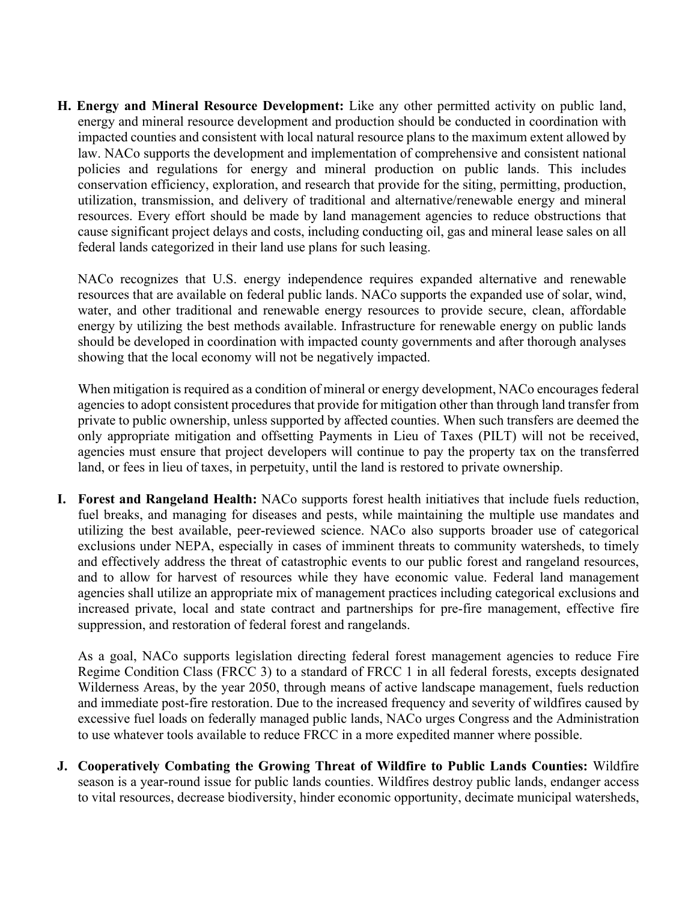**H. Energy and Mineral Resource Development:** Like any other permitted activity on public land, energy and mineral resource development and production should be conducted in coordination with impacted counties and consistent with local natural resource plans to the maximum extent allowed by law. NACo supports the development and implementation of comprehensive and consistent national policies and regulations for energy and mineral production on public lands. This includes conservation efficiency, exploration, and research that provide for the siting, permitting, production, utilization, transmission, and delivery of traditional and alternative/renewable energy and mineral resources. Every effort should be made by land management agencies to reduce obstructions that cause significant project delays and costs, including conducting oil, gas and mineral lease sales on all federal lands categorized in their land use plans for such leasing.

NACo recognizes that U.S. energy independence requires expanded alternative and renewable resources that are available on federal public lands. NACo supports the expanded use of solar, wind, water, and other traditional and renewable energy resources to provide secure, clean, affordable energy by utilizing the best methods available. Infrastructure for renewable energy on public lands should be developed in coordination with impacted county governments and after thorough analyses showing that the local economy will not be negatively impacted.

When mitigation is required as a condition of mineral or energy development, NACo encourages federal agencies to adopt consistent procedures that provide for mitigation other than through land transfer from private to public ownership, unless supported by affected counties. When such transfers are deemed the only appropriate mitigation and offsetting Payments in Lieu of Taxes (PILT) will not be received, agencies must ensure that project developers will continue to pay the property tax on the transferred land, or fees in lieu of taxes, in perpetuity, until the land is restored to private ownership.

**I. Forest and Rangeland Health:** NACo supports forest health initiatives that include fuels reduction, fuel breaks, and managing for diseases and pests, while maintaining the multiple use mandates and utilizing the best available, peer-reviewed science. NACo also supports broader use of categorical exclusions under NEPA, especially in cases of imminent threats to community watersheds, to timely and effectively address the threat of catastrophic events to our public forest and rangeland resources, and to allow for harvest of resources while they have economic value. Federal land management agencies shall utilize an appropriate mix of management practices including categorical exclusions and increased private, local and state contract and partnerships for pre-fire management, effective fire suppression, and restoration of federal forest and rangelands.

As a goal, NACo supports legislation directing federal forest management agencies to reduce Fire Regime Condition Class (FRCC 3) to a standard of FRCC 1 in all federal forests, excepts designated Wilderness Areas, by the year 2050, through means of active landscape management, fuels reduction and immediate post-fire restoration. Due to the increased frequency and severity of wildfires caused by excessive fuel loads on federally managed public lands, NACo urges Congress and the Administration to use whatever tools available to reduce FRCC in a more expedited manner where possible.

**J. Cooperatively Combating the Growing Threat of Wildfire to Public Lands Counties:** Wildfire season is a year-round issue for public lands counties. Wildfires destroy public lands, endanger access to vital resources, decrease biodiversity, hinder economic opportunity, decimate municipal watersheds,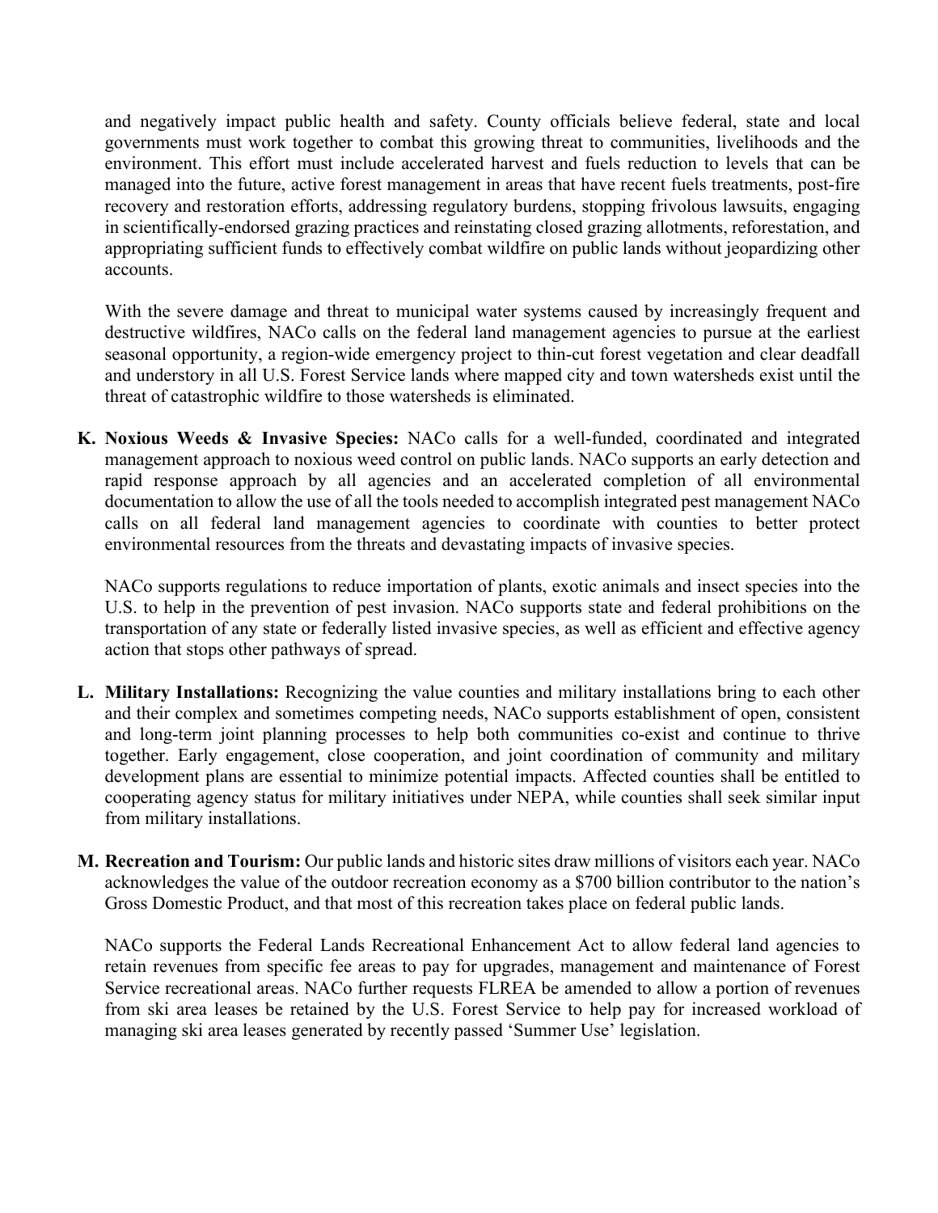and negatively impact public health and safety. County officials believe federal, state and local governments must work together to combat this growing threat to communities, livelihoods and the environment. This effort must include accelerated harvest and fuels reduction to levels that can be managed into the future, active forest management in areas that have recent fuels treatments, post-fire recovery and restoration efforts, addressing regulatory burdens, stopping frivolous lawsuits, engaging in scientifically-endorsed grazing practices and reinstating closed grazing allotments, reforestation, and appropriating sufficient funds to effectively combat wildfire on public lands without jeopardizing other accounts.

With the severe damage and threat to municipal water systems caused by increasingly frequent and destructive wildfires, NACo calls on the federal land management agencies to pursue at the earliest seasonal opportunity, a region-wide emergency project to thin-cut forest vegetation and clear deadfall and understory in all U.S. Forest Service lands where mapped city and town watersheds exist until the threat of catastrophic wildfire to those watersheds is eliminated.

**K. Noxious Weeds & Invasive Species:** NACo calls for a well-funded, coordinated and integrated management approach to noxious weed control on public lands. NACo supports an early detection and rapid response approach by all agencies and an accelerated completion of all environmental documentation to allow the use of all the tools needed to accomplish integrated pest management NACo calls on all federal land management agencies to coordinate with counties to better protect environmental resources from the threats and devastating impacts of invasive species.

NACo supports regulations to reduce importation of plants, exotic animals and insect species into the U.S. to help in the prevention of pest invasion. NACo supports state and federal prohibitions on the transportation of any state or federally listed invasive species, as well as efficient and effective agency action that stops other pathways of spread.

**L. Military Installations:** Recognizing the value counties and military installations bring to each other and their complex and sometimes competing needs, NACo supports establishment of open, consistent and long-term joint planning processes to help both communities co-exist and continue to thrive together. Early engagement, close cooperation, and joint coordination of community and military development plans are essential to minimize potential impacts. Affected counties shall be entitled to cooperating agency status for military initiatives under NEPA, while counties shall seek similar input from military installations.

**M. Recreation and Tourism:** Our public lands and historic sites draw millions of visitors each year. NACo acknowledges the value of the outdoor recreation economy as a $700 billion contributor to the nation's Gross Domestic Product, and that most of this recreation takes place on federal public lands.

NACo supports the Federal Lands Recreational Enhancement Act to allow federal land agencies to retain revenues from specific fee areas to pay for upgrades, management and maintenance of Forest Service recreational areas. NACo further requests FLREA be amended to allow a portion of revenues from ski area leases be retained by the U.S. Forest Service to help pay for increased workload of managing ski area leases generated by recently passed 'Summer Use' legislation.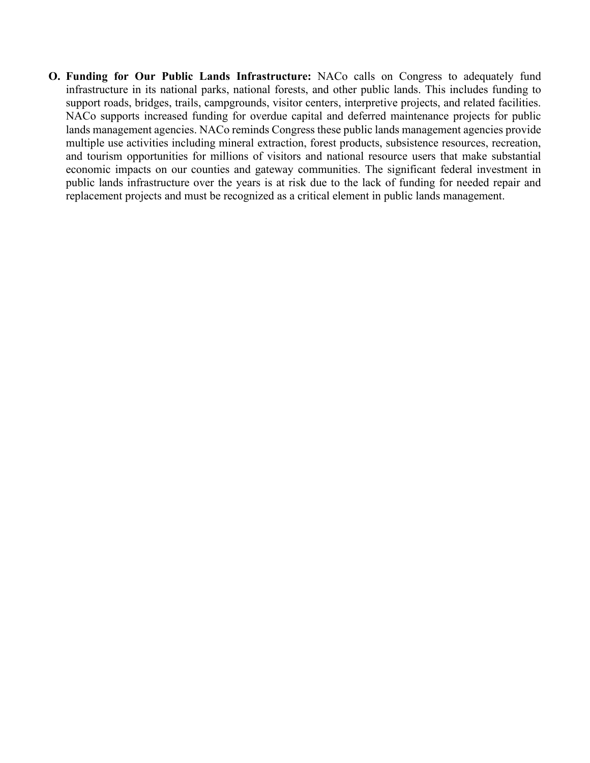O. **Funding for Our Public Lands Infrastructure:** NACo calls on Congress to adequately fund infrastructure in its national parks, national forests, and other public lands. This includes funding to support roads, bridges, trails, campgrounds, visitor centers, interpretive projects, and related facilities. NACo supports increased funding for overdue capital and deferred maintenance projects for public lands management agencies. NACo reminds Congress these public lands management agencies provide multiple use activities including mineral extraction, forest products, subsistence resources, recreation, and tourism opportunities for millions of visitors and national resource users that make substantial economic impacts on our counties and gateway communities. The significant federal investment in public lands infrastructure over the years is at risk due to the lack of funding for needed repair and replacement projects and must be recognized as a critical element in public lands management.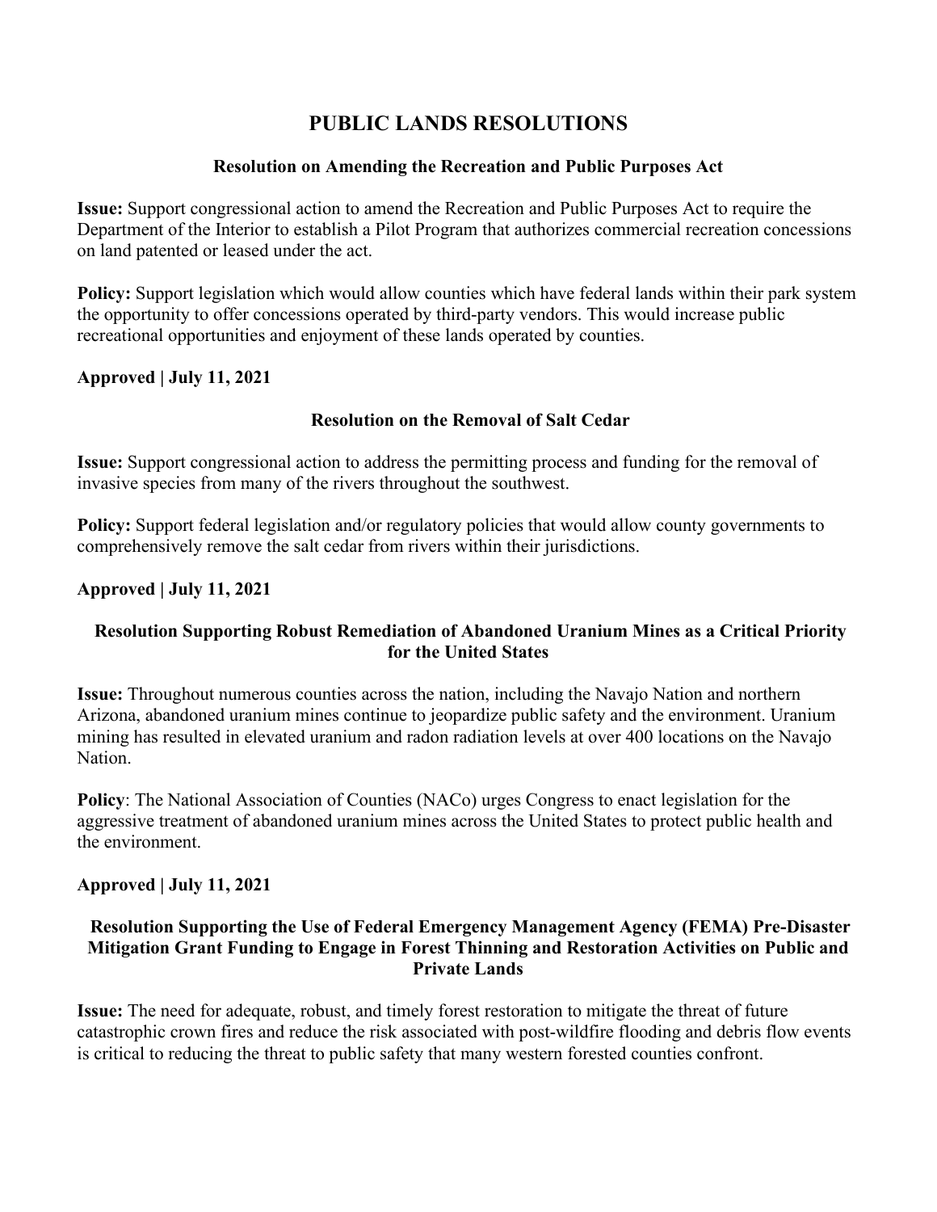# PUBLIC LANDS RESOLUTIONS

### Resolution on Amending the Recreation and Public Purposes Act

**Issue:** Support congressional action to amend the Recreation and Public Purposes Act to require the Department of the Interior to establish a Pilot Program that authorizes commercial recreation concessions on land patented or leased under the act.

**Policy:** Support legislation which would allow counties which have federal lands within their park system the opportunity to offer concessions operated by third-party vendors. This would increase public recreational opportunities and enjoyment of these lands operated by counties.

**Approved | July 11, 2021**

### Resolution on the Removal of Salt Cedar

**Issue:** Support congressional action to address the permitting process and funding for the removal of invasive species from many of the rivers throughout the southwest.

**Policy:** Support federal legislation and/or regulatory policies that would allow county governments to comprehensively remove the salt cedar from rivers within their jurisdictions.

**Approved | July 11, 2021**

### Resolution Supporting Robust Remediation of Abandoned Uranium Mines as a Critical Priority for the United States

**Issue:** Throughout numerous counties across the nation, including the Navajo Nation and northern Arizona, abandoned uranium mines continue to jeopardize public safety and the environment. Uranium mining has resulted in elevated uranium and radon radiation levels at over 400 locations on the Navajo Nation.

**Policy**: The National Association of Counties (NACo) urges Congress to enact legislation for the aggressive treatment of abandoned uranium mines across the United States to protect public health and the environment.

**Approved | July 11, 2021**

### Resolution Supporting the Use of Federal Emergency Management Agency (FEMA) Pre-Disaster Mitigation Grant Funding to Engage in Forest Thinning and Restoration Activities on Public and Private Lands

**Issue:** The need for adequate, robust, and timely forest restoration to mitigate the threat of future catastrophic crown fires and reduce the risk associated with post-wildfire flooding and debris flow events is critical to reducing the threat to public safety that many western forested counties confront.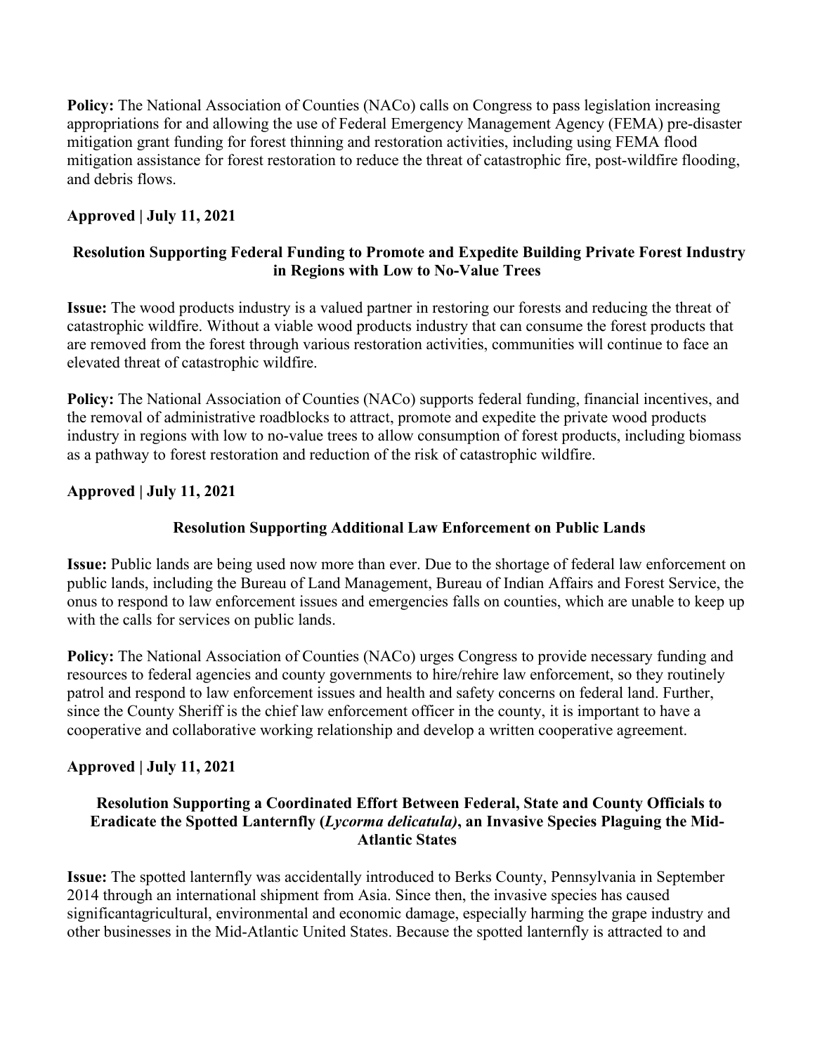**Policy:** The National Association of Counties (NACo) calls on Congress to pass legislation increasing appropriations for and allowing the use of Federal Emergency Management Agency (FEMA) pre-disaster mitigation grant funding for forest thinning and restoration activities, including using FEMA flood mitigation assistance for forest restoration to reduce the threat of catastrophic fire, post-wildfire flooding, and debris flows.

**Approved | July 11, 2021**

### Resolution Supporting Federal Funding to Promote and Expedite Building Private Forest Industry in Regions with Low to No-Value Trees

**Issue:** The wood products industry is a valued partner in restoring our forests and reducing the threat of catastrophic wildfire. Without a viable wood products industry that can consume the forest products that are removed from the forest through various restoration activities, communities will continue to face an elevated threat of catastrophic wildfire.

**Policy:** The National Association of Counties (NACo) supports federal funding, financial incentives, and the removal of administrative roadblocks to attract, promote and expedite the private wood products industry in regions with low to no-value trees to allow consumption of forest products, including biomass as a pathway to forest restoration and reduction of the risk of catastrophic wildfire.

**Approved | July 11, 2021**

### Resolution Supporting Additional Law Enforcement on Public Lands

**Issue:** Public lands are being used now more than ever. Due to the shortage of federal law enforcement on public lands, including the Bureau of Land Management, Bureau of Indian Affairs and Forest Service, the onus to respond to law enforcement issues and emergencies falls on counties, which are unable to keep up with the calls for services on public lands.

**Policy:** The National Association of Counties (NACo) urges Congress to provide necessary funding and resources to federal agencies and county governments to hire/rehire law enforcement, so they routinely patrol and respond to law enforcement issues and health and safety concerns on federal land. Further, since the County Sheriff is the chief law enforcement officer in the county, it is important to have a cooperative and collaborative working relationship and develop a written cooperative agreement.

**Approved | July 11, 2021**

### Resolution Supporting a Coordinated Effort Between Federal, State and County Officials to Eradicate the Spotted Lanternfly (*Lycorma delicatula*), an Invasive Species Plaguing the Mid-Atlantic States

**Issue:** The spotted lanternfly was accidentally introduced to Berks County, Pennsylvania in September 2014 through an international shipment from Asia. Since then, the invasive species has caused significantagricultural, environmental and economic damage, especially harming the grape industry and other businesses in the Mid-Atlantic United States. Because the spotted lanternfly is attracted to and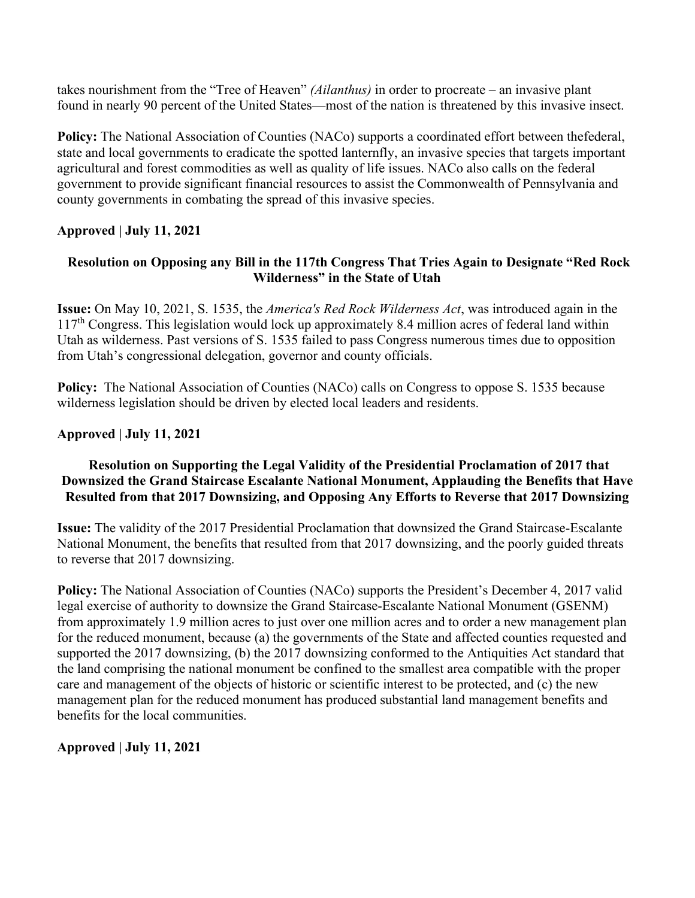takes nourishment from the “Tree of Heaven” *(Ailanthus)* in order to procreate – an invasive plant found in nearly 90 percent of the United States—most of the nation is threatened by this invasive insect.

**Policy:** The National Association of Counties (NACo) supports a coordinated effort between thefederal, state and local governments to eradicate the spotted lanternfly, an invasive species that targets important agricultural and forest commodities as well as quality of life issues. NACo also calls on the federal government to provide significant financial resources to assist the Commonwealth of Pennsylvania and county governments in combating the spread of this invasive species.

**Approved | July 11, 2021**

### Resolution on Opposing any Bill in the 117th Congress That Tries Again to Designate “Red Rock Wilderness” in the State of Utah

**Issue:** On May 10, 2021, S. 1535, the *America's Red Rock Wilderness Act*, was introduced again in the 117th Congress. This legislation would lock up approximately 8.4 million acres of federal land within Utah as wilderness. Past versions of S. 1535 failed to pass Congress numerous times due to opposition from Utah’s congressional delegation, governor and county officials.

**Policy:** The National Association of Counties (NACo) calls on Congress to oppose S. 1535 because wilderness legislation should be driven by elected local leaders and residents.

**Approved | July 11, 2021**

### Resolution on Supporting the Legal Validity of the Presidential Proclamation of 2017 that Downsized the Grand Staircase Escalante National Monument, Applauding the Benefits that Have Resulted from that 2017 Downsizing, and Opposing Any Efforts to Reverse that 2017 Downsizing

**Issue:** The validity of the 2017 Presidential Proclamation that downsized the Grand Staircase-Escalante National Monument, the benefits that resulted from that 2017 downsizing, and the poorly guided threats to reverse that 2017 downsizing.

**Policy:** The National Association of Counties (NACo) supports the President’s December 4, 2017 valid legal exercise of authority to downsize the Grand Staircase-Escalante National Monument (GSENM) from approximately 1.9 million acres to just over one million acres and to order a new management plan for the reduced monument, because (a) the governments of the State and affected counties requested and supported the 2017 downsizing, (b) the 2017 downsizing conformed to the Antiquities Act standard that the land comprising the national monument be confined to the smallest area compatible with the proper care and management of the objects of historic or scientific interest to be protected, and (c) the new management plan for the reduced monument has produced substantial land management benefits and benefits for the local communities.

**Approved | July 11, 2021**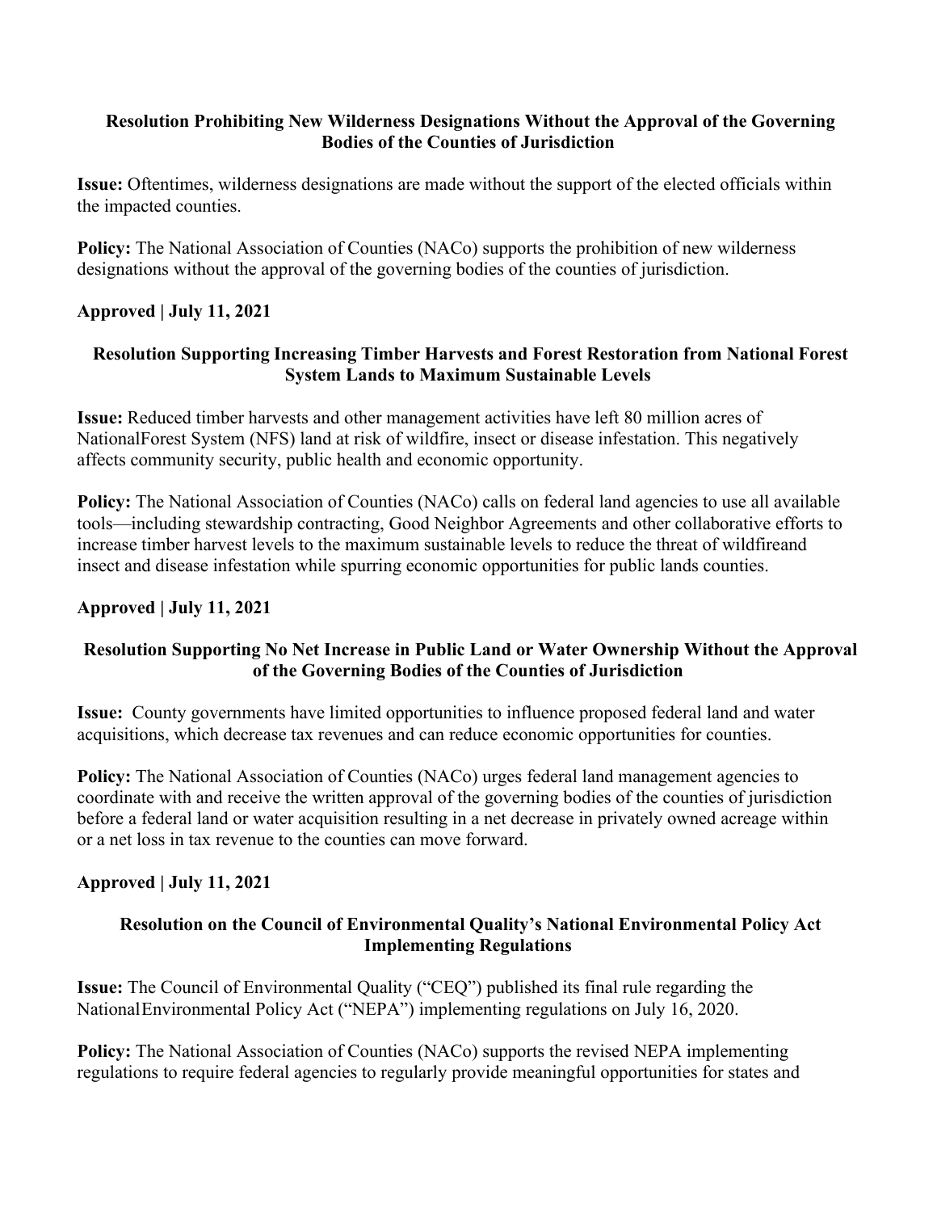### Resolution Prohibiting New Wilderness Designations Without the Approval of the Governing Bodies of the Counties of Jurisdiction

**Issue:** Oftentimes, wilderness designations are made without the support of the elected officials within the impacted counties.

**Policy:** The National Association of Counties (NACo) supports the prohibition of new wilderness designations without the approval of the governing bodies of the counties of jurisdiction.

**Approved | July 11, 2021**

### Resolution Supporting Increasing Timber Harvests and Forest Restoration from National Forest System Lands to Maximum Sustainable Levels

**Issue:** Reduced timber harvests and other management activities have left 80 million acres of NationalForest System (NFS) land at risk of wildfire, insect or disease infestation. This negatively affects community security, public health and economic opportunity.

**Policy:** The National Association of Counties (NACo) calls on federal land agencies to use all available tools—including stewardship contracting, Good Neighbor Agreements and other collaborative efforts to increase timber harvest levels to the maximum sustainable levels to reduce the threat of wildfireand insect and disease infestation while spurring economic opportunities for public lands counties.

**Approved | July 11, 2021**

### Resolution Supporting No Net Increase in Public Land or Water Ownership Without the Approval of the Governing Bodies of the Counties of Jurisdiction

**Issue:** County governments have limited opportunities to influence proposed federal land and water acquisitions, which decrease tax revenues and can reduce economic opportunities for counties.

**Policy:** The National Association of Counties (NACo) urges federal land management agencies to coordinate with and receive the written approval of the governing bodies of the counties of jurisdiction before a federal land or water acquisition resulting in a net decrease in privately owned acreage within or a net loss in tax revenue to the counties can move forward.

**Approved | July 11, 2021**

### Resolution on the Council of Environmental Quality's National Environmental Policy Act Implementing Regulations

**Issue:** The Council of Environmental Quality ("CEQ") published its final rule regarding the NationalEnvironmental Policy Act ("NEPA") implementing regulations on July 16, 2020.

**Policy:** The National Association of Counties (NACo) supports the revised NEPA implementing regulations to require federal agencies to regularly provide meaningful opportunities for states and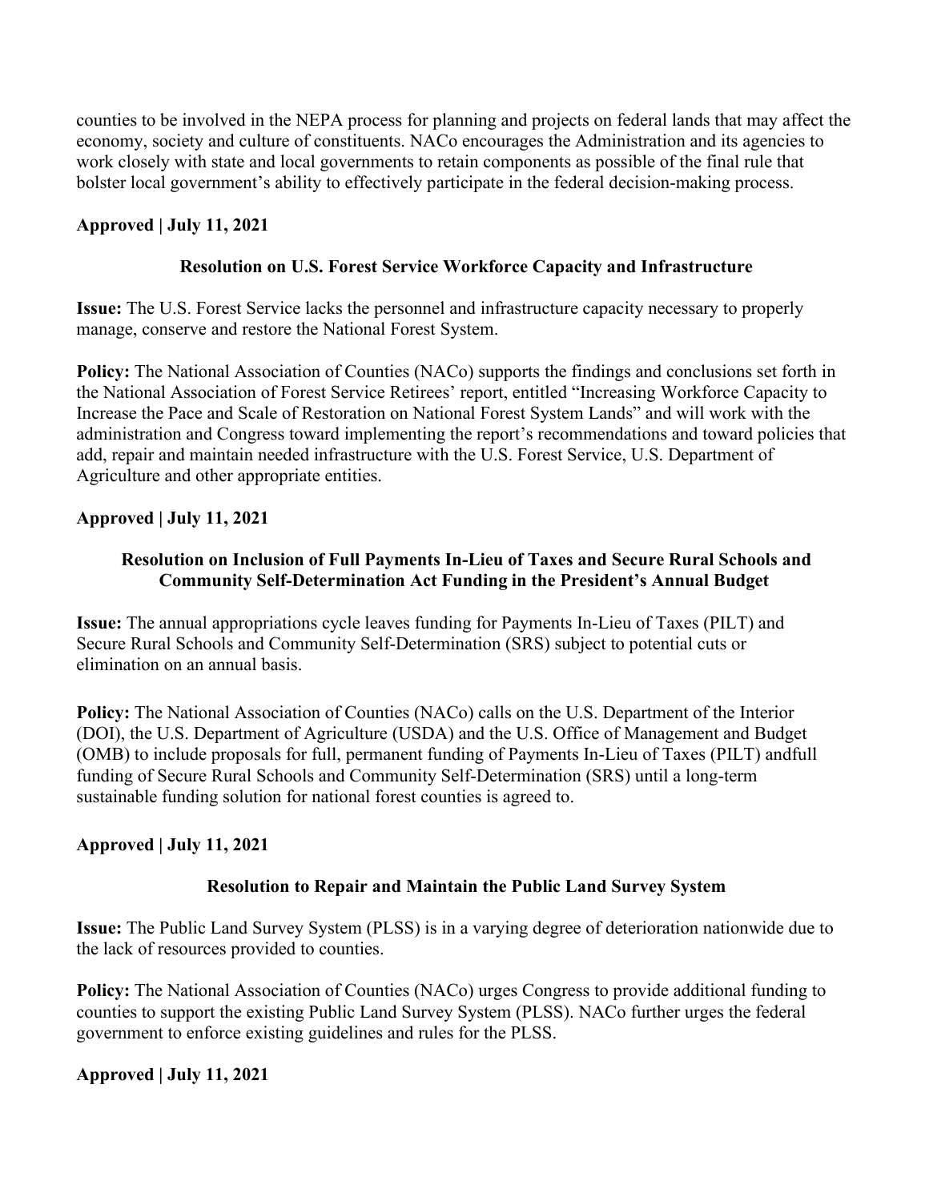counties to be involved in the NEPA process for planning and projects on federal lands that may affect the economy, society and culture of constituents. NACo encourages the Administration and its agencies to work closely with state and local governments to retain components as possible of the final rule that bolster local government's ability to effectively participate in the federal decision-making process.

**Approved | July 11, 2021**

### Resolution on U.S. Forest Service Workforce Capacity and Infrastructure

**Issue:** The U.S. Forest Service lacks the personnel and infrastructure capacity necessary to properly manage, conserve and restore the National Forest System.

**Policy:** The National Association of Counties (NACo) supports the findings and conclusions set forth in the National Association of Forest Service Retirees' report, entitled "Increasing Workforce Capacity to Increase the Pace and Scale of Restoration on National Forest System Lands" and will work with the administration and Congress toward implementing the report's recommendations and toward policies that add, repair and maintain needed infrastructure with the U.S. Forest Service, U.S. Department of Agriculture and other appropriate entities.

**Approved | July 11, 2021**

### Resolution on Inclusion of Full Payments In-Lieu of Taxes and Secure Rural Schools and Community Self-Determination Act Funding in the President's Annual Budget

**Issue:** The annual appropriations cycle leaves funding for Payments In-Lieu of Taxes (PILT) and Secure Rural Schools and Community Self-Determination (SRS) subject to potential cuts or elimination on an annual basis.

**Policy:** The National Association of Counties (NACo) calls on the U.S. Department of the Interior (DOI), the U.S. Department of Agriculture (USDA) and the U.S. Office of Management and Budget (OMB) to include proposals for full, permanent funding of Payments In-Lieu of Taxes (PILT) andfull funding of Secure Rural Schools and Community Self-Determination (SRS) until a long-term sustainable funding solution for national forest counties is agreed to.

**Approved | July 11, 2021**

### Resolution to Repair and Maintain the Public Land Survey System

**Issue:** The Public Land Survey System (PLSS) is in a varying degree of deterioration nationwide due to the lack of resources provided to counties.

**Policy:** The National Association of Counties (NACo) urges Congress to provide additional funding to counties to support the existing Public Land Survey System (PLSS). NACo further urges the federal government to enforce existing guidelines and rules for the PLSS.

**Approved | July 11, 2021**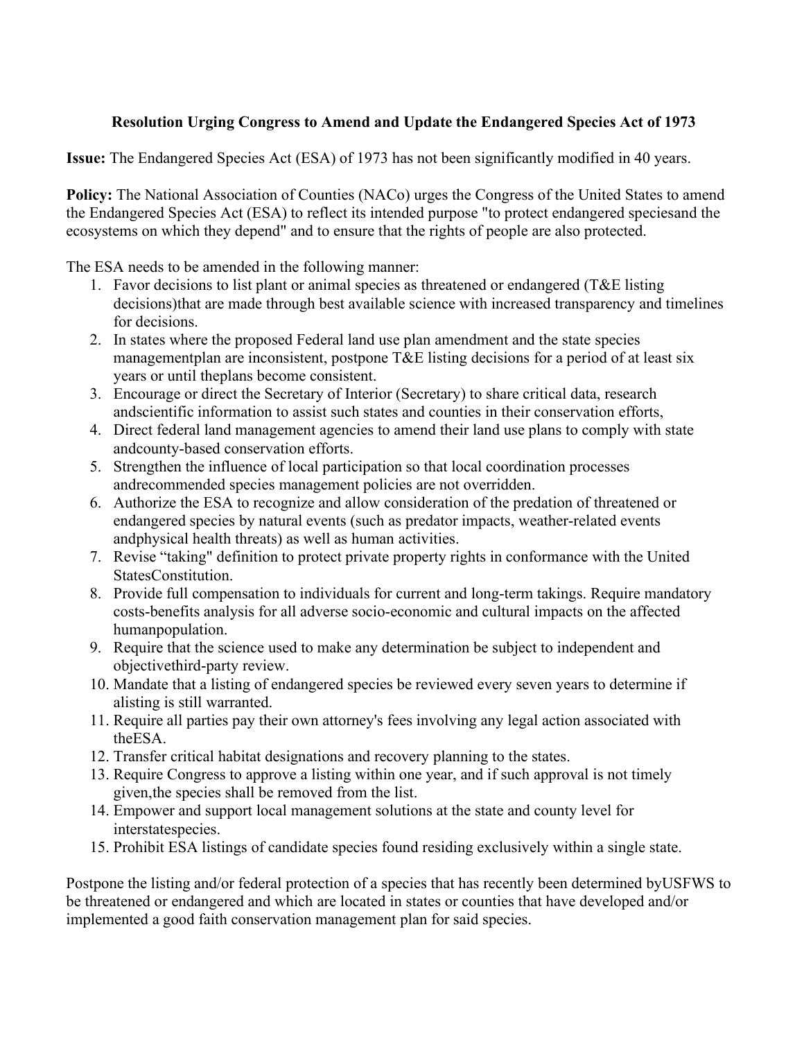**Resolution Urging Congress to Amend and Update the Endangered Species Act of 1973**

**Issue:** The Endangered Species Act (ESA) of 1973 has not been significantly modified in 40 years.

**Policy:** The National Association of Counties (NACo) urges the Congress of the United States to amend the Endangered Species Act (ESA) to reflect its intended purpose "to protect endangered speciesand the ecosystems on which they depend" and to ensure that the rights of people are also protected.

The ESA needs to be amended in the following manner:

1. Favor decisions to list plant or animal species as threatened or endangered (T&E listing decisions)that are made through best available science with increased transparency and timelines for decisions.
2. In states where the proposed Federal land use plan amendment and the state species managementplan are inconsistent, postpone T&E listing decisions for a period of at least six years or until theplans become consistent.
3. Encourage or direct the Secretary of Interior (Secretary) to share critical data, research andscientific information to assist such states and counties in their conservation efforts,
4. Direct federal land management agencies to amend their land use plans to comply with state andcounty-based conservation efforts.
5. Strengthen the influence of local participation so that local coordination processes andrecommended species management policies are not overridden.
6. Authorize the ESA to recognize and allow consideration of the predation of threatened or endangered species by natural events (such as predator impacts, weather-related events andphysical health threats) as well as human activities.
7. Revise “taking" definition to protect private property rights in conformance with the United StatesConstitution.
8. Provide full compensation to individuals for current and long-term takings. Require mandatory costs-benefits analysis for all adverse socio-economic and cultural impacts on the affected humanpopulation.
9. Require that the science used to make any determination be subject to independent and objectivethird-party review.
10. Mandate that a listing of endangered species be reviewed every seven years to determine if alisting is still warranted.
11. Require all parties pay their own attorney's fees involving any legal action associated with theESA.
12. Transfer critical habitat designations and recovery planning to the states.
13. Require Congress to approve a listing within one year, and if such approval is not timely given,the species shall be removed from the list.
14. Empower and support local management solutions at the state and county level for interstatespecies.
15. Prohibit ESA listings of candidate species found residing exclusively within a single state.

Postpone the listing and/or federal protection of a species that has recently been determined byUSFWS to be threatened or endangered and which are located in states or counties that have developed and/or implemented a good faith conservation management plan for said species.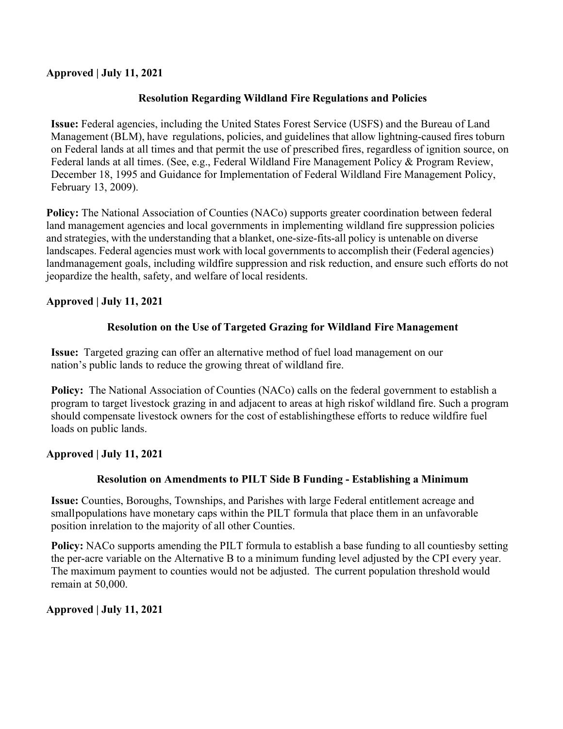**Approved | July 11, 2021**

### Resolution Regarding Wildland Fire Regulations and Policies

**Issue:** Federal agencies, including the United States Forest Service (USFS) and the Bureau of Land Management (BLM), have regulations, policies, and guidelines that allow lightning-caused fires toburn on Federal lands at all times and that permit the use of prescribed fires, regardless of ignition source, on Federal lands at all times. (See, e.g., Federal Wildland Fire Management Policy & Program Review, December 18, 1995 and Guidance for Implementation of Federal Wildland Fire Management Policy, February 13, 2009).

**Policy:** The National Association of Counties (NACo) supports greater coordination between federal land management agencies and local governments in implementing wildland fire suppression policies and strategies, with the understanding that a blanket, one-size-fits-all policy is untenable on diverse landscapes. Federal agencies must work with local governments to accomplish their (Federal agencies) landmanagement goals, including wildfire suppression and risk reduction, and ensure such efforts do not jeopardize the health, safety, and welfare of local residents.

**Approved | July 11, 2021**

### Resolution on the Use of Targeted Grazing for Wildland Fire Management

**Issue:** Targeted grazing can offer an alternative method of fuel load management on our nation's public lands to reduce the growing threat of wildland fire.

**Policy:** The National Association of Counties (NACo) calls on the federal government to establish a program to target livestock grazing in and adjacent to areas at high riskof wildland fire. Such a program should compensate livestock owners for the cost of establishingthese efforts to reduce wildfire fuel loads on public lands.

**Approved | July 11, 2021**

### Resolution on Amendments to PILT Side B Funding - Establishing a Minimum

**Issue:** Counties, Boroughs, Townships, and Parishes with large Federal entitlement acreage and smallpopulations have monetary caps within the PILT formula that place them in an unfavorable position inrelation to the majority of all other Counties.

**Policy:** NACo supports amending the PILT formula to establish a base funding to all countiesby setting the per-acre variable on the Alternative B to a minimum funding level adjusted by the CPI every year. The maximum payment to counties would not be adjusted. The current population threshold would remain at 50,000.

**Approved | July 11, 2021**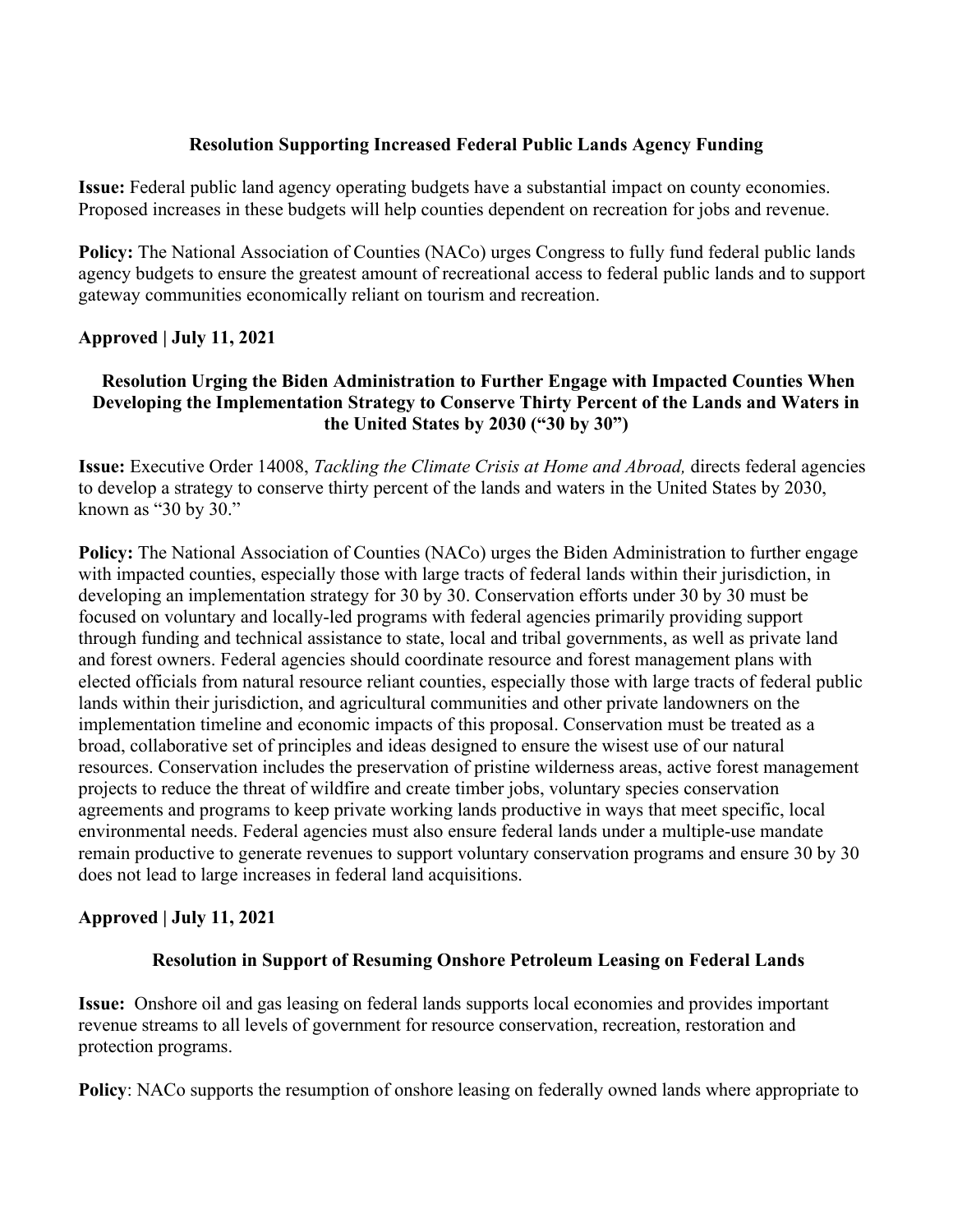## Resolution Supporting Increased Federal Public Lands Agency Funding

**Issue:** Federal public land agency operating budgets have a substantial impact on county economies. Proposed increases in these budgets will help counties dependent on recreation for jobs and revenue.

**Policy:** The National Association of Counties (NACo) urges Congress to fully fund federal public lands agency budgets to ensure the greatest amount of recreational access to federal public lands and to support gateway communities economically reliant on tourism and recreation.

**Approved | July 11, 2021**

## Resolution Urging the Biden Administration to Further Engage with Impacted Counties When Developing the Implementation Strategy to Conserve Thirty Percent of the Lands and Waters in the United States by 2030 ("30 by 30")

**Issue:** Executive Order 14008, *Tackling the Climate Crisis at Home and Abroad,* directs federal agencies to develop a strategy to conserve thirty percent of the lands and waters in the United States by 2030, known as "30 by 30."

**Policy:** The National Association of Counties (NACo) urges the Biden Administration to further engage with impacted counties, especially those with large tracts of federal lands within their jurisdiction, in developing an implementation strategy for 30 by 30. Conservation efforts under 30 by 30 must be focused on voluntary and locally-led programs with federal agencies primarily providing support through funding and technical assistance to state, local and tribal governments, as well as private land and forest owners. Federal agencies should coordinate resource and forest management plans with elected officials from natural resource reliant counties, especially those with large tracts of federal public lands within their jurisdiction, and agricultural communities and other private landowners on the implementation timeline and economic impacts of this proposal. Conservation must be treated as a broad, collaborative set of principles and ideas designed to ensure the wisest use of our natural resources. Conservation includes the preservation of pristine wilderness areas, active forest management projects to reduce the threat of wildfire and create timber jobs, voluntary species conservation agreements and programs to keep private working lands productive in ways that meet specific, local environmental needs. Federal agencies must also ensure federal lands under a multiple-use mandate remain productive to generate revenues to support voluntary conservation programs and ensure 30 by 30 does not lead to large increases in federal land acquisitions.

**Approved | July 11, 2021**

## Resolution in Support of Resuming Onshore Petroleum Leasing on Federal Lands

**Issue:** Onshore oil and gas leasing on federal lands supports local economies and provides important revenue streams to all levels of government for resource conservation, recreation, restoration and protection programs.

**Policy**: NACo supports the resumption of onshore leasing on federally owned lands where appropriate to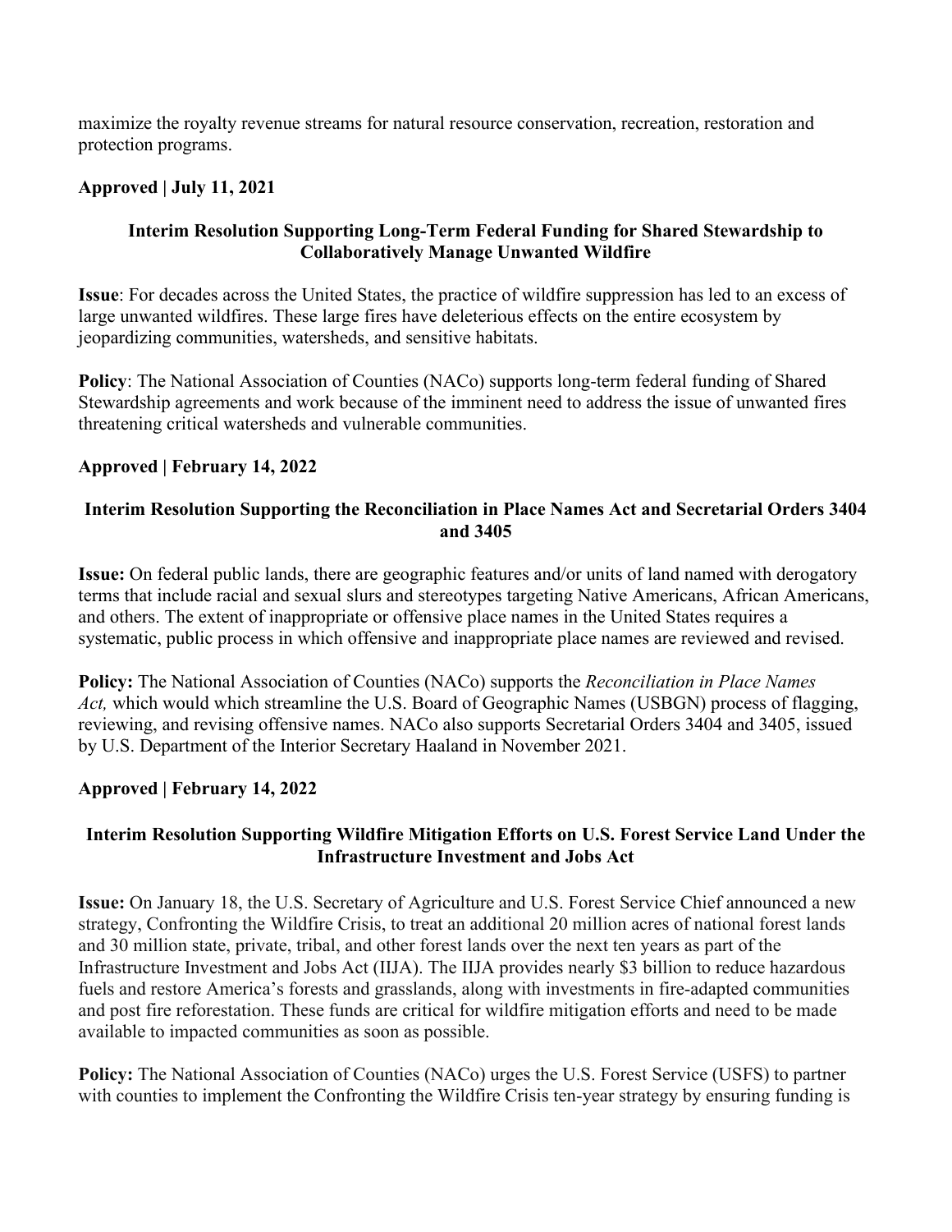maximize the royalty revenue streams for natural resource conservation, recreation, restoration and protection programs.

**Approved | July 11, 2021**

### Interim Resolution Supporting Long-Term Federal Funding for Shared Stewardship to Collaboratively Manage Unwanted Wildfire

**Issue**: For decades across the United States, the practice of wildfire suppression has led to an excess of large unwanted wildfires. These large fires have deleterious effects on the entire ecosystem by jeopardizing communities, watersheds, and sensitive habitats.

**Policy**: The National Association of Counties (NACo) supports long-term federal funding of Shared Stewardship agreements and work because of the imminent need to address the issue of unwanted fires threatening critical watersheds and vulnerable communities.

**Approved | February 14, 2022**

### Interim Resolution Supporting the Reconciliation in Place Names Act and Secretarial Orders 3404 and 3405

**Issue:** On federal public lands, there are geographic features and/or units of land named with derogatory terms that include racial and sexual slurs and stereotypes targeting Native Americans, African Americans, and others. The extent of inappropriate or offensive place names in the United States requires a systematic, public process in which offensive and inappropriate place names are reviewed and revised.

**Policy:** The National Association of Counties (NACo) supports the *Reconciliation in Place Names Act,* which would which streamline the U.S. Board of Geographic Names (USBGN) process of flagging, reviewing, and revising offensive names. NACo also supports Secretarial Orders 3404 and 3405, issued by U.S. Department of the Interior Secretary Haaland in November 2021.

**Approved | February 14, 2022**

### Interim Resolution Supporting Wildfire Mitigation Efforts on U.S. Forest Service Land Under the Infrastructure Investment and Jobs Act

**Issue:** On January 18, the U.S. Secretary of Agriculture and U.S. Forest Service Chief announced a new strategy, Confronting the Wildfire Crisis, to treat an additional 20 million acres of national forest lands and 30 million state, private, tribal, and other forest lands over the next ten years as part of the Infrastructure Investment and Jobs Act (IIJA). The IIJA provides nearly $3 billion to reduce hazardous fuels and restore America's forests and grasslands, along with investments in fire-adapted communities and post fire reforestation. These funds are critical for wildfire mitigation efforts and need to be made available to impacted communities as soon as possible.

**Policy:** The National Association of Counties (NACo) urges the U.S. Forest Service (USFS) to partner with counties to implement the Confronting the Wildfire Crisis ten-year strategy by ensuring funding is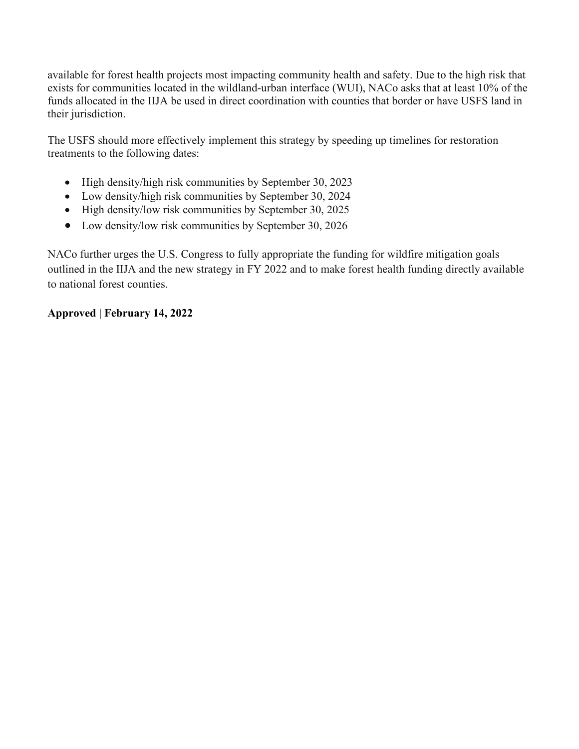available for forest health projects most impacting community health and safety. Due to the high risk that exists for communities located in the wildland-urban interface (WUI), NACo asks that at least 10% of the funds allocated in the IIJA be used in direct coordination with counties that border or have USFS land in their jurisdiction.

The USFS should more effectively implement this strategy by speeding up timelines for restoration treatments to the following dates:

- High density/high risk communities by September 30, 2023
- Low density/high risk communities by September 30, 2024
- High density/low risk communities by September 30, 2025
- Low density/low risk communities by September 30, 2026

NACo further urges the U.S. Congress to fully appropriate the funding for wildfire mitigation goals outlined in the IIJA and the new strategy in FY 2022 and to make forest health funding directly available to national forest counties.

**Approved | February 14, 2022**